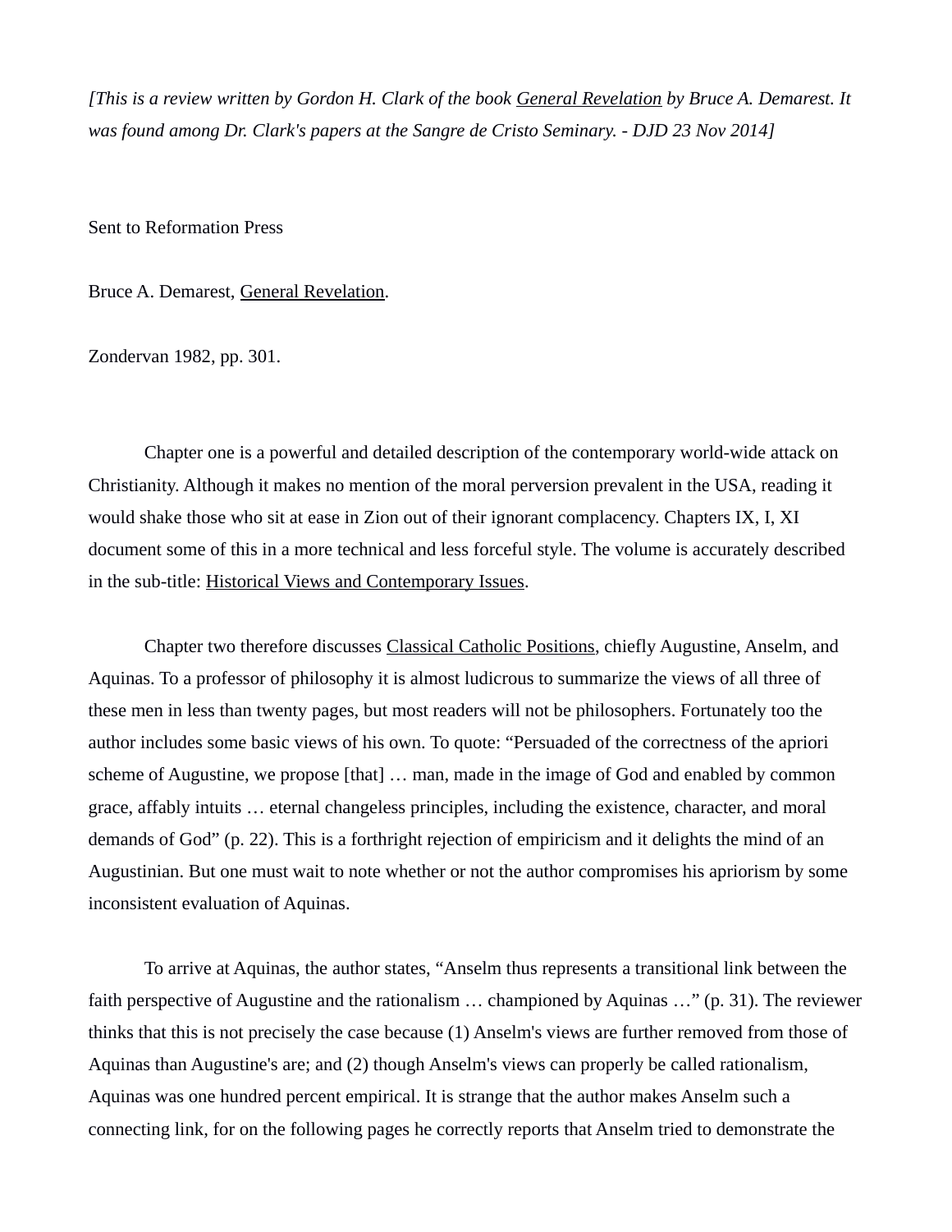*[This is a review written by Gordon H. Clark of the book General Revelation by Bruce A. Demarest. It was found among Dr. Clark's papers at the Sangre de Cristo Seminary. - DJD 23 Nov 2014]*

Sent to Reformation Press

Bruce A. Demarest, General Revelation.

Zondervan 1982, pp. 301.

Chapter one is a powerful and detailed description of the contemporary world-wide attack on Christianity. Although it makes no mention of the moral perversion prevalent in the USA, reading it would shake those who sit at ease in Zion out of their ignorant complacency. Chapters IX, I, XI document some of this in a more technical and less forceful style. The volume is accurately described in the sub-title: Historical Views and Contemporary Issues.

Chapter two therefore discusses Classical Catholic Positions, chiefly Augustine, Anselm, and Aquinas. To a professor of philosophy it is almost ludicrous to summarize the views of all three of these men in less than twenty pages, but most readers will not be philosophers. Fortunately too the author includes some basic views of his own. To quote: "Persuaded of the correctness of the apriori scheme of Augustine, we propose [that] … man, made in the image of God and enabled by common grace, affably intuits … eternal changeless principles, including the existence, character, and moral demands of God" (p. 22). This is a forthright rejection of empiricism and it delights the mind of an Augustinian. But one must wait to note whether or not the author compromises his apriorism by some inconsistent evaluation of Aquinas.

To arrive at Aquinas, the author states, "Anselm thus represents a transitional link between the faith perspective of Augustine and the rationalism … championed by Aquinas …" (p. 31). The reviewer thinks that this is not precisely the case because (1) Anselm's views are further removed from those of Aquinas than Augustine's are; and (2) though Anselm's views can properly be called rationalism, Aquinas was one hundred percent empirical. It is strange that the author makes Anselm such a connecting link, for on the following pages he correctly reports that Anselm tried to demonstrate the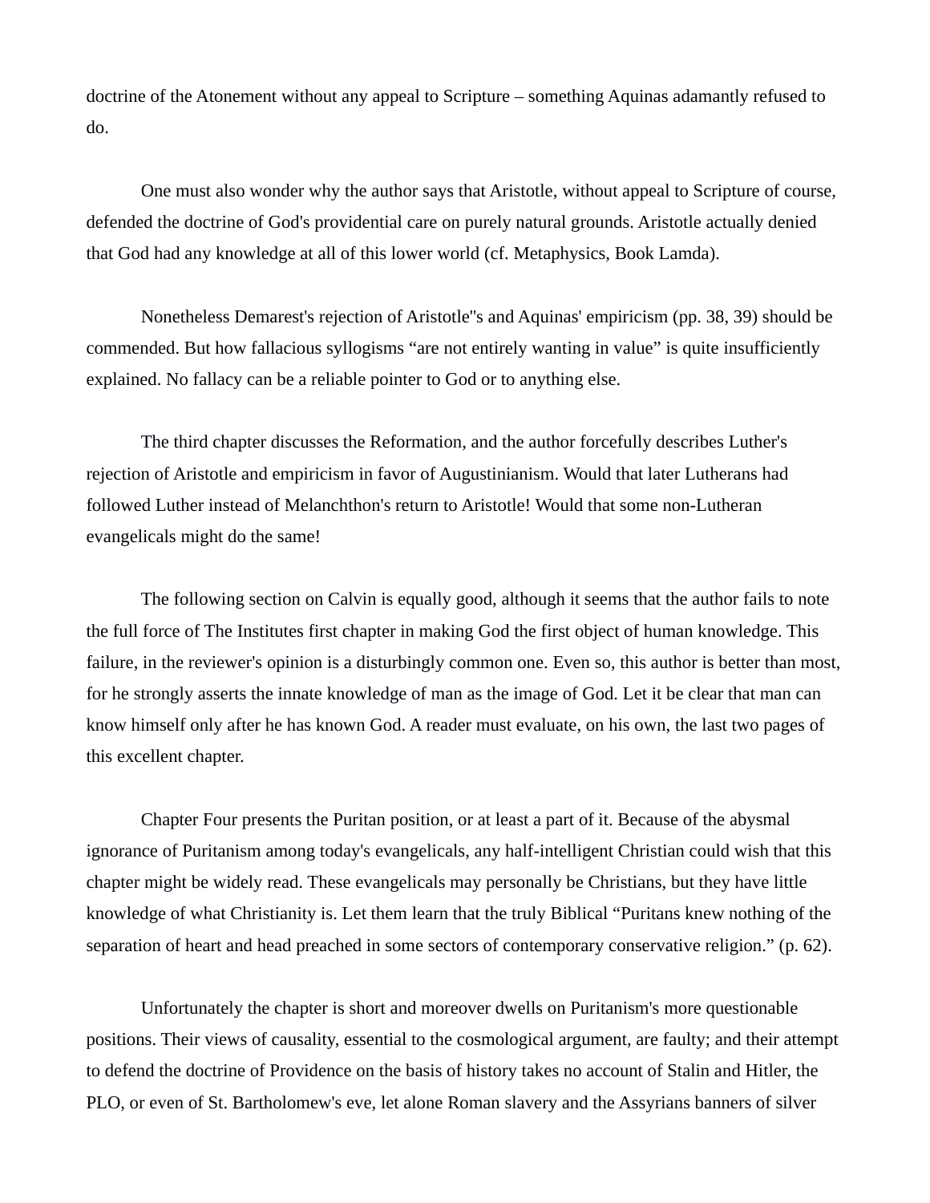doctrine of the Atonement without any appeal to Scripture – something Aquinas adamantly refused to do.

One must also wonder why the author says that Aristotle, without appeal to Scripture of course, defended the doctrine of God's providential care on purely natural grounds. Aristotle actually denied that God had any knowledge at all of this lower world (cf. Metaphysics, Book Lamda).

Nonetheless Demarest's rejection of Aristotle"s and Aquinas' empiricism (pp. 38, 39) should be commended. But how fallacious syllogisms "are not entirely wanting in value" is quite insufficiently explained. No fallacy can be a reliable pointer to God or to anything else.

The third chapter discusses the Reformation, and the author forcefully describes Luther's rejection of Aristotle and empiricism in favor of Augustinianism. Would that later Lutherans had followed Luther instead of Melanchthon's return to Aristotle! Would that some non-Lutheran evangelicals might do the same!

The following section on Calvin is equally good, although it seems that the author fails to note the full force of The Institutes first chapter in making God the first object of human knowledge. This failure, in the reviewer's opinion is a disturbingly common one. Even so, this author is better than most, for he strongly asserts the innate knowledge of man as the image of God. Let it be clear that man can know himself only after he has known God. A reader must evaluate, on his own, the last two pages of this excellent chapter.

Chapter Four presents the Puritan position, or at least a part of it. Because of the abysmal ignorance of Puritanism among today's evangelicals, any half-intelligent Christian could wish that this chapter might be widely read. These evangelicals may personally be Christians, but they have little knowledge of what Christianity is. Let them learn that the truly Biblical "Puritans knew nothing of the separation of heart and head preached in some sectors of contemporary conservative religion." (p. 62).

Unfortunately the chapter is short and moreover dwells on Puritanism's more questionable positions. Their views of causality, essential to the cosmological argument, are faulty; and their attempt to defend the doctrine of Providence on the basis of history takes no account of Stalin and Hitler, the PLO, or even of St. Bartholomew's eve, let alone Roman slavery and the Assyrians banners of silver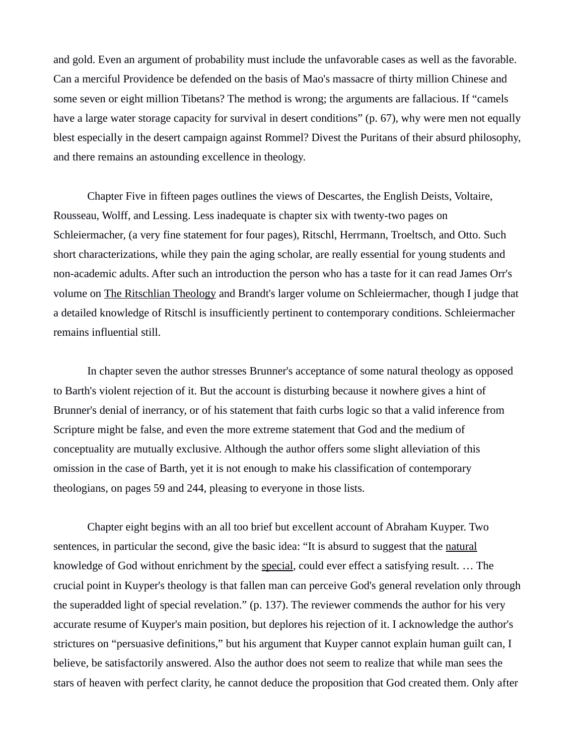and gold. Even an argument of probability must include the unfavorable cases as well as the favorable. Can a merciful Providence be defended on the basis of Mao's massacre of thirty million Chinese and some seven or eight million Tibetans? The method is wrong; the arguments are fallacious. If “camels have a large water storage capacity for survival in desert conditions” (p. 67), why were men not equally blest especially in the desert campaign against Rommel? Divest the Puritans of their absurd philosophy, and there remains an astounding excellence in theology.

Chapter Five in fifteen pages outlines the views of Descartes, the English Deists, Voltaire, Rousseau, Wolff, and Lessing. Less inadequate is chapter six with twenty-two pages on Schleiermacher, (a very fine statement for four pages), Ritschl, Herrmann, Troeltsch, and Otto. Such short characterizations, while they pain the aging scholar, are really essential for young students and non-academic adults. After such an introduction the person who has a taste for it can read James Orr's volume on <u>The Ritschlian Theology</u> and Brandt's larger volume on Schleiermacher, though I judge that a detailed knowledge of Ritschl is insufficiently pertinent to contemporary conditions. Schleiermacher remains influential still.

In chapter seven the author stresses Brunner's acceptance of some natural theology as opposed to Barth's violent rejection of it. But the account is disturbing because it nowhere gives a hint of Brunner's denial of inerrancy, or of his statement that faith curbs logic so that a valid inference from Scripture might be false, and even the more extreme statement that God and the medium of conceptuality are mutually exclusive. Although the author offers some slight alleviation of this omission in the case of Barth, yet it is not enough to make his classification of contemporary theologians, on pages 59 and 244, pleasing to everyone in those lists.

Chapter eight begins with an all too brief but excellent account of Abraham Kuyper. Two sentences, in particular the second, give the basic idea: “It is absurd to suggest that the <u>natural</u> knowledge of God without enrichment by the <u>special</u>, could ever effect a satisfying result. … The crucial point in Kuyper's theology is that fallen man can perceive God's general revelation only through the superadded light of special revelation.” (p. 137). The reviewer commends the author for his very accurate resume of Kuyper's main position, but deplores his rejection of it. I acknowledge the author's strictures on “persuasive definitions,” but his argument that Kuyper cannot explain human guilt can, I believe, be satisfactorily answered. Also the author does not seem to realize that while man sees the stars of heaven with perfect clarity, he cannot deduce the proposition that God created them. Only after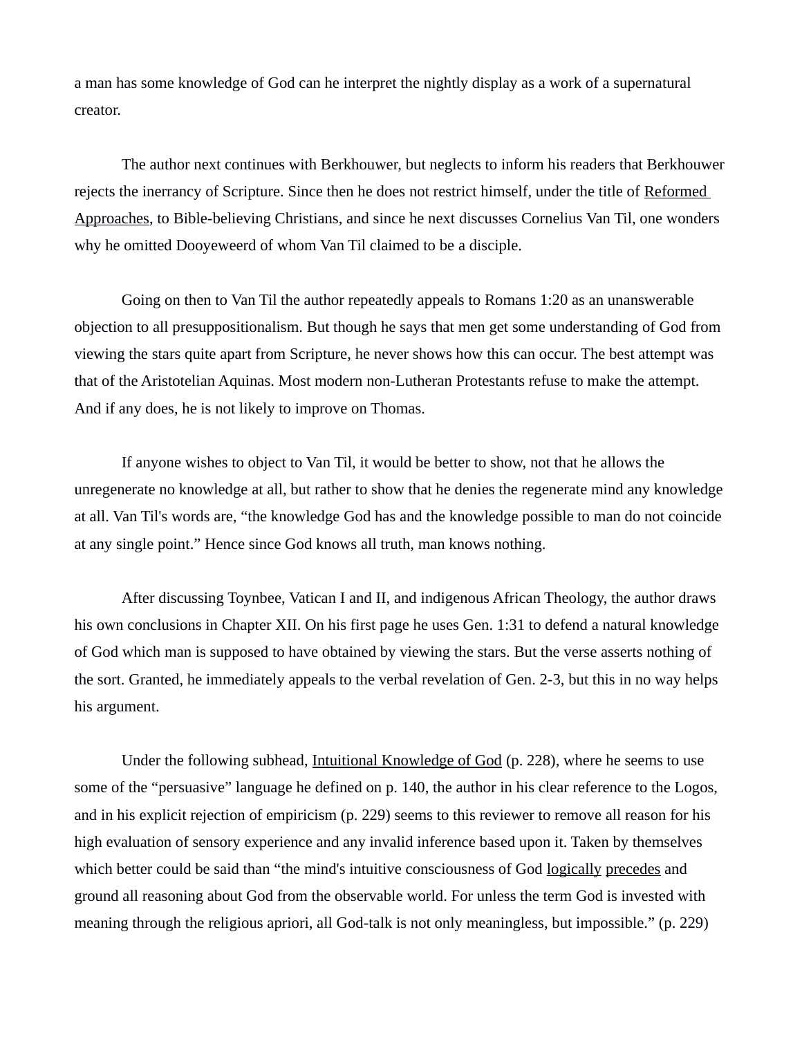a man has some knowledge of God can he interpret the nightly display as a work of a supernatural creator.

The author next continues with Berkhouwer, but neglects to inform his readers that Berkhouwer rejects the inerrancy of Scripture. Since then he does not restrict himself, under the title of <u>Reformed Approaches</u>, to Bible-believing Christians, and since he next discusses Cornelius Van Til, one wonders why he omitted Dooyeweerd of whom Van Til claimed to be a disciple.

Going on then to Van Til the author repeatedly appeals to Romans 1:20 as an unanswerable objection to all presuppositionalism. But though he says that men get some understanding of God from viewing the stars quite apart from Scripture, he never shows how this can occur. The best attempt was that of the Aristotelian Aquinas. Most modern non-Lutheran Protestants refuse to make the attempt. And if any does, he is not likely to improve on Thomas.

If anyone wishes to object to Van Til, it would be better to show, not that he allows the unregenerate no knowledge at all, but rather to show that he denies the regenerate mind any knowledge at all. Van Til's words are, "the knowledge God has and the knowledge possible to man do not coincide at any single point." Hence since God knows all truth, man knows nothing.

After discussing Toynbee, Vatican I and II, and indigenous African Theology, the author draws his own conclusions in Chapter XII. On his first page he uses Gen. 1:31 to defend a natural knowledge of God which man is supposed to have obtained by viewing the stars. But the verse asserts nothing of the sort. Granted, he immediately appeals to the verbal revelation of Gen. 2-3, but this in no way helps his argument.

Under the following subhead, <u>Intuitional Knowledge of God</u> (p. 228), where he seems to use some of the "persuasive" language he defined on p. 140, the author in his clear reference to the Logos, and in his explicit rejection of empiricism (p. 229) seems to this reviewer to remove all reason for his high evaluation of sensory experience and any invalid inference based upon it. Taken by themselves which better could be said than "the mind's intuitive consciousness of God <u>logically</u> <u>precedes</u> and ground all reasoning about God from the observable world. For unless the term God is invested with meaning through the religious apriori, all God-talk is not only meaningless, but impossible." (p. 229)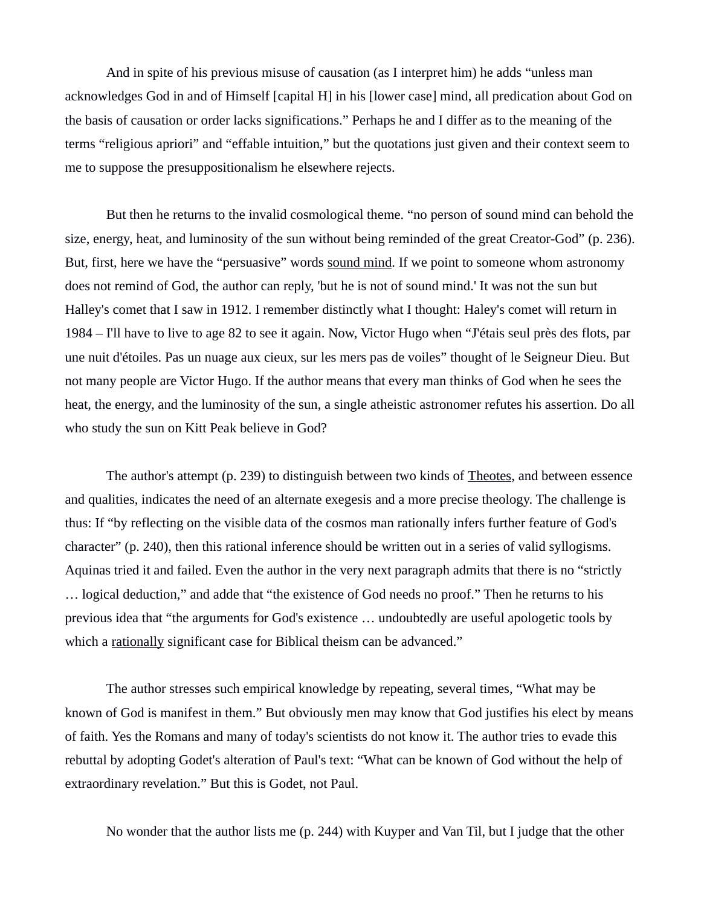And in spite of his previous misuse of causation (as I interpret him) he adds “unless man acknowledges God in and of Himself [capital H] in his [lower case] mind, all predication about God on the basis of causation or order lacks significations.” Perhaps he and I differ as to the meaning of the terms “religious apriori” and “effable intuition,” but the quotations just given and their context seem to me to suppose the presuppositionalism he elsewhere rejects.

But then he returns to the invalid cosmological theme. “no person of sound mind can behold the size, energy, heat, and luminosity of the sun without being reminded of the great Creator-God” (p. 236). But, first, here we have the “persuasive” words <u>sound mind</u>. If we point to someone whom astronomy does not remind of God, the author can reply, 'but he is not of sound mind.' It was not the sun but Halley's comet that I saw in 1912. I remember distinctly what I thought: Haley's comet will return in 1984 – I'll have to live to age 82 to see it again. Now, Victor Hugo when “J'étais seul près des flots, par une nuit d'étoiles. Pas un nuage aux cieux, sur les mers pas de voiles” thought of le Seigneur Dieu. But not many people are Victor Hugo. If the author means that every man thinks of God when he sees the heat, the energy, and the luminosity of the sun, a single atheistic astronomer refutes his assertion. Do all who study the sun on Kitt Peak believe in God?

The author's attempt (p. 239) to distinguish between two kinds of <u>Theotes</u>, and between essence and qualities, indicates the need of an alternate exegesis and a more precise theology. The challenge is thus: If “by reflecting on the visible data of the cosmos man rationally infers further feature of God's character” (p. 240), then this rational inference should be written out in a series of valid syllogisms. Aquinas tried it and failed. Even the author in the very next paragraph admits that there is no “strictly … logical deduction,” and adde that “the existence of God needs no proof.” Then he returns to his previous idea that “the arguments for God's existence … undoubtedly are useful apologetic tools by which a <u>rationally</u> significant case for Biblical theism can be advanced.”

The author stresses such empirical knowledge by repeating, several times, “What may be known of God is manifest in them.” But obviously men may know that God justifies his elect by means of faith. Yes the Romans and many of today's scientists do not know it. The author tries to evade this rebuttal by adopting Godet's alteration of Paul's text: “What can be known of God without the help of extraordinary revelation.” But this is Godet, not Paul.

No wonder that the author lists me (p. 244) with Kuyper and Van Til, but I judge that the other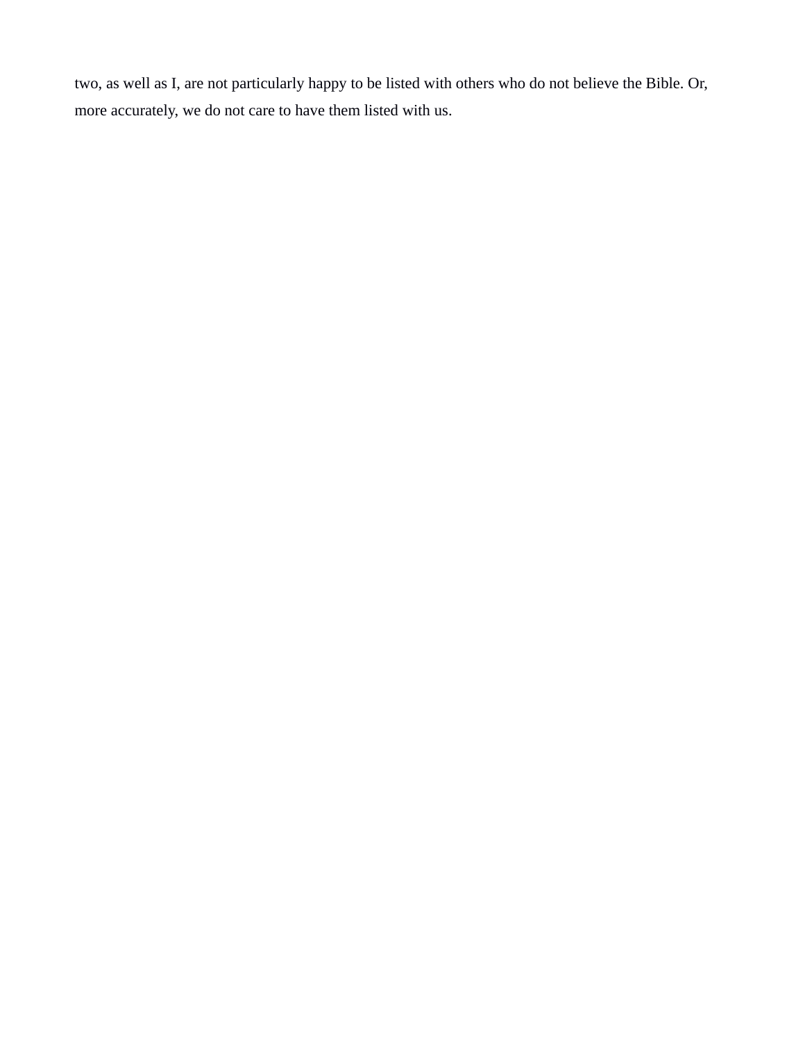two, as well as I, are not particularly happy to be listed with others who do not believe the Bible. Or, more accurately, we do not care to have them listed with us.